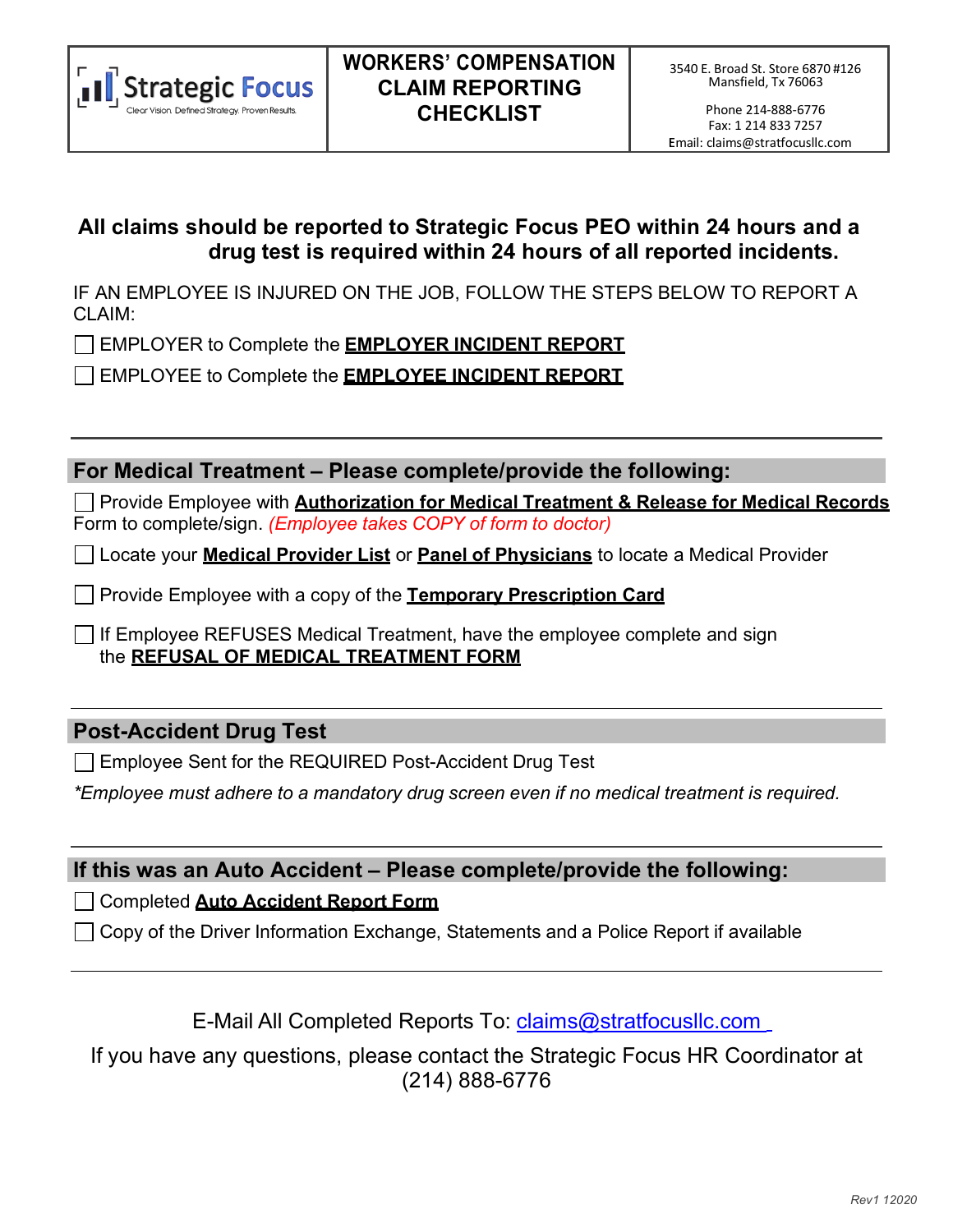| Strategic Focus<br>Clear Vision. Defined Strategy. Proven Results. | **WORKERS' COMPENSATION CLAIM REPORTING CHECKLIST** | 3540 E. Broad St. Store 6870 #126<br>Mansfield, Tx 76063<br><br>Phone 214-888-6776<br>Fax: 1 214 833 7257<br>Email: claims@stratfocusllc.com |
|---|---|---|

**All claims should be reported to Strategic Focus PEO within 24 hours and a drug test is required within 24 hours of all reported incidents.**

IF AN EMPLOYEE IS INJURED ON THE JOB, FOLLOW THE STEPS BELOW TO REPORT A CLAIM:

- ☐ EMPLOYER to Complete the **EMPLOYER INCIDENT REPORT**
- ☐ EMPLOYEE to Complete the **EMPLOYEE INCIDENT REPORT**

---

## For Medical Treatment – Please complete/provide the following:

- ☐ Provide Employee with **Authorization for Medical Treatment & Release for Medical Records** Form to complete/sign. *(Employee takes COPY of form to doctor)*
- ☐ Locate your **Medical Provider List** or **Panel of Physicians** to locate a Medical Provider
- ☐ Provide Employee with a copy of the **Temporary Prescription Card**
- ☐ If Employee REFUSES Medical Treatment, have the employee complete and sign the **REFUSAL OF MEDICAL TREATMENT FORM**

---

## Post-Accident Drug Test

- ☐ Employee Sent for the REQUIRED Post-Accident Drug Test

*\*Employee must adhere to a mandatory drug screen even if no medical treatment is required.*

---

## If this was an Auto Accident – Please complete/provide the following:

- ☐ Completed **Auto Accident Report Form**
- ☐ Copy of the Driver Information Exchange, Statements and a Police Report if available

---

E-Mail All Completed Reports To: claims@stratfocusllc.com

If you have any questions, please contact the Strategic Focus HR Coordinator at (214) 888-6776

*Rev1 12020*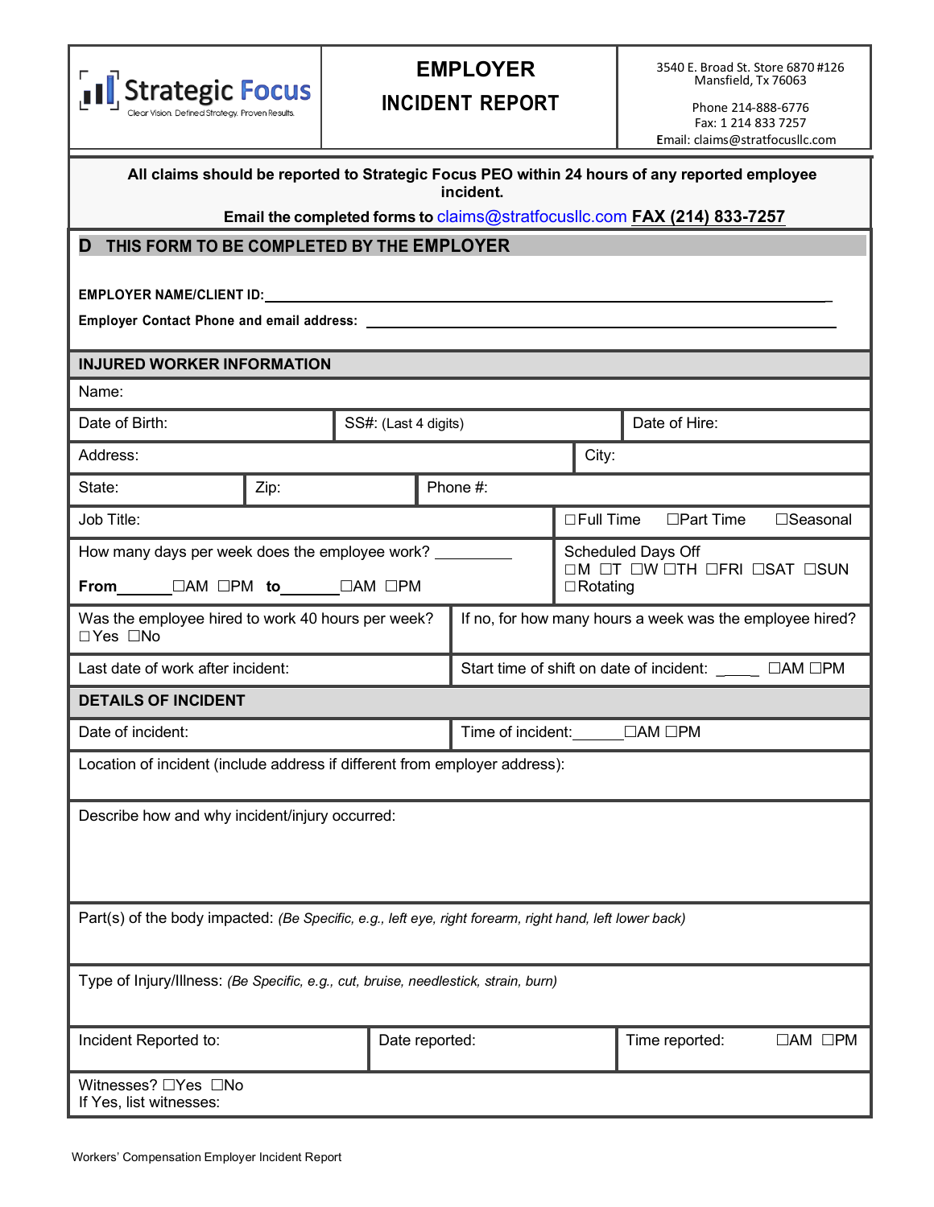Strategic Focus
Clear Vision. Defined Strategy. Proven Results.

# EMPLOYER INCIDENT REPORT

3540 E. Broad St. Store 6870 #126
Mansfield, Tx 76063

Phone 214-888-6776
Fax: 1 214 833 7257
Email: claims@stratfocusllc.com

**All claims should be reported to Strategic Focus PEO within 24 hours of any reported employee incident.**

**Email the completed forms to** claims@stratfocusllc.com **FAX (214) 833-7257**

## D THIS FORM TO BE COMPLETED BY THE EMPLOYER

**EMPLOYER NAME/CLIENT ID:**\_\_\_\_\_\_\_\_\_\_\_\_\_\_\_\_\_\_\_\_\_\_\_\_\_\_\_\_\_\_\_\_\_\_\_\_\_\_\_\_\_\_\_\_\_\_\_\_

**Employer Contact Phone and email address:** \_\_\_\_\_\_\_\_\_\_\_\_\_\_\_\_\_\_\_\_\_\_\_\_\_\_\_\_\_\_\_\_\_\_\_\_\_\_\_\_

## INJURED WORKER INFORMATION

Name:

| Date of Birth: | SS#: (Last 4 digits) | Date of Hire: |
|---|---|---|

| Address: | City: |
|---|---|

| State: | Zip: | Phone #: |
|---|---|---|

| Job Title: | ☐Full Time ☐Part Time ☐Seasonal |
|---|---|
| How many days per week does the employee work? \_\_\_\_\_\_\_\_\_ **From**\_\_\_\_\_\_☐AM ☐PM **to**\_\_\_\_\_\_\_☐AM ☐PM | Scheduled Days Off ☐M ☐T ☐W ☐TH ☐FRI ☐SAT ☐SUN ☐Rotating |
| Was the employee hired to work 40 hours per week? ☐Yes ☐No | If no, for how many hours a week was the employee hired? |
| Last date of work after incident: | Start time of shift on date of incident: \_\_\_\_ ☐AM ☐PM |

## DETAILS OF INCIDENT

| Date of incident: | Time of incident:\_\_\_\_\_\_☐AM ☐PM |
|---|---|

Location of incident (include address if different from employer address):

Describe how and why incident/injury occurred:

Part(s) of the body impacted: *(Be Specific, e.g., left eye, right forearm, right hand, left lower back)*

Type of Injury/Illness: *(Be Specific, e.g., cut, bruise, needlestick, strain, burn)*

| Incident Reported to: | Date reported: | Time reported: ☐AM ☐PM |
|---|---|---|

Witnesses? ☐Yes ☐No
If Yes, list witnesses:

Workers' Compensation Employer Incident Report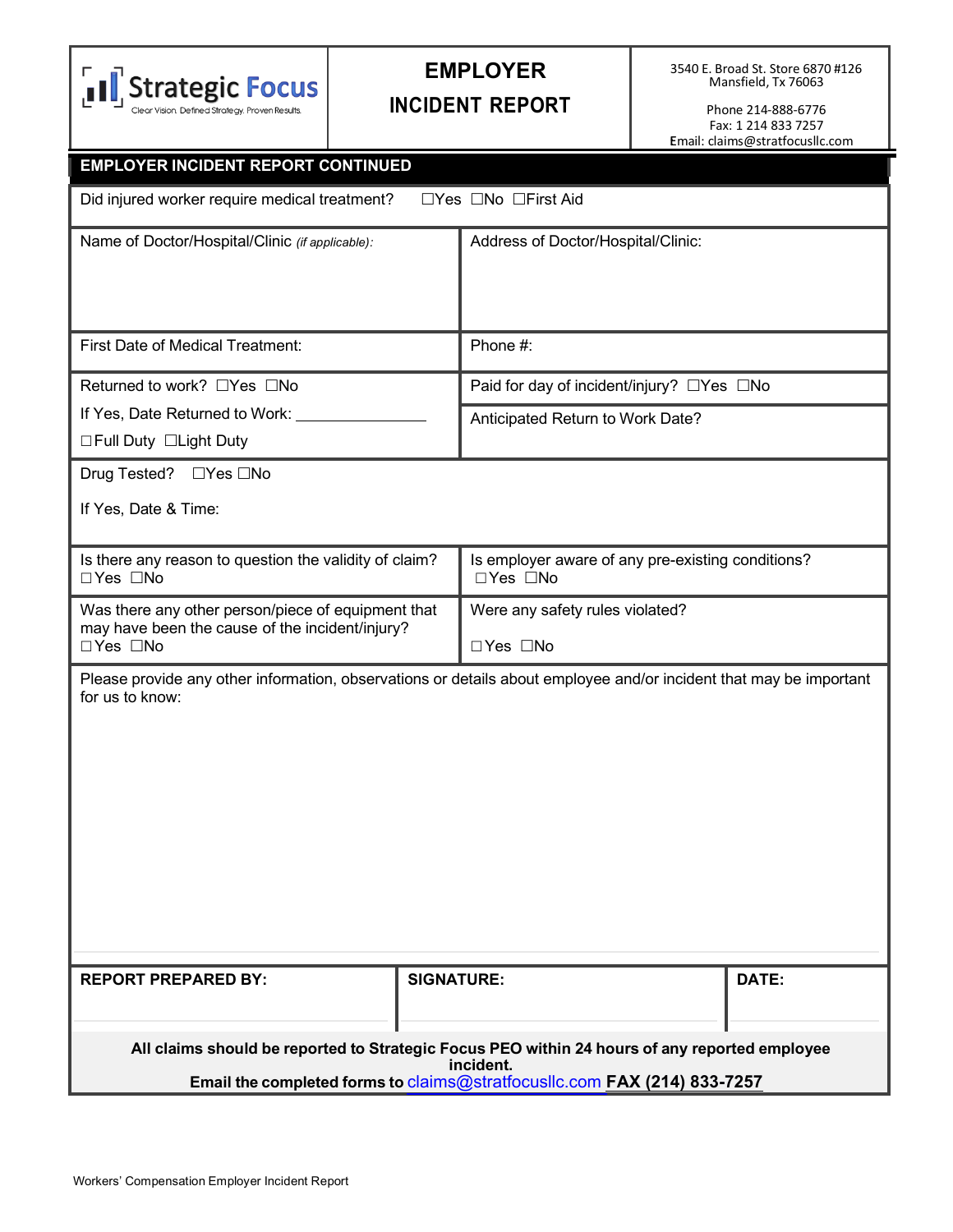| Strategic Focus<br>Clear Vision. Defined Strategy. Proven Results. | **EMPLOYER INCIDENT REPORT** | 3540 E. Broad St. Store 6870 #126<br>Mansfield, Tx 76063<br><br>Phone 214-888-6776<br>Fax: 1 214 833 7257<br>Email: claims@stratfocusllc.com |
|---|---|---|

## EMPLOYER INCIDENT REPORT CONTINUED

Did injured worker require medical treatment? ☐Yes ☐No ☐First Aid

| Name of Doctor/Hospital/Clinic *(if applicable)*: | Address of Doctor/Hospital/Clinic: |
|---|---|
| First Date of Medical Treatment: | Phone #: |
| Returned to work? ☐Yes ☐No<br>If Yes, Date Returned to Work: _______________<br>☐Full Duty ☐Light Duty | Paid for day of incident/injury? ☐Yes ☐No<br>Anticipated Return to Work Date? |

Drug Tested? ☐Yes ☐No

If Yes, Date & Time:

| Is there any reason to question the validity of claim?<br>☐Yes ☐No | Is employer aware of any pre-existing conditions?<br>☐Yes ☐No |
|---|---|
| Was there any other person/piece of equipment that may have been the cause of the incident/injury?<br>☐Yes ☐No | Were any safety rules violated?<br>☐Yes ☐No |

Please provide any other information, observations or details about employee and/or incident that may be important for us to know:

| **REPORT PREPARED BY:** | **SIGNATURE:** | **DATE:** |
|---|---|---|
| | | |

**All claims should be reported to Strategic Focus PEO within 24 hours of any reported employee incident.**
**Email the completed forms to** claims@stratfocusllc.com **FAX (214) 833-7257**

Workers' Compensation Employer Incident Report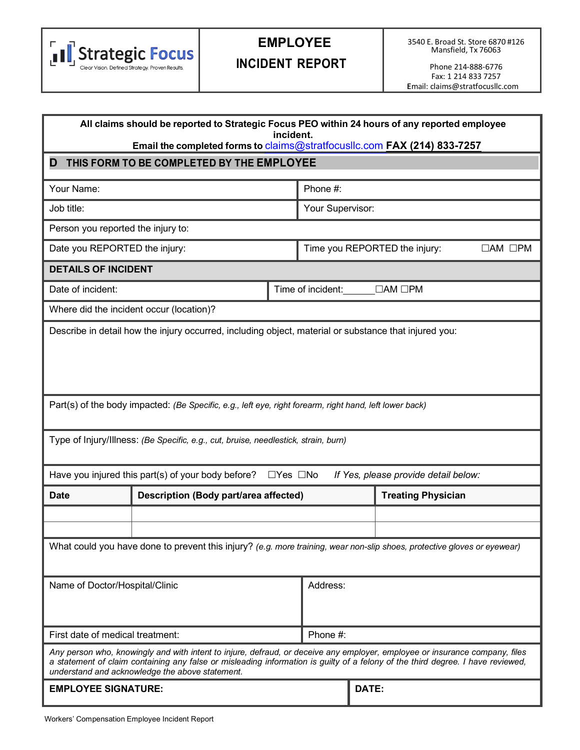| Strategic Focus<br>Clear Vision. Defined Strategy. Proven Results. | **EMPLOYEE INCIDENT REPORT** | 3540 E. Broad St. Store 6870 #126<br>Mansfield, Tx 76063<br><br>Phone 214-888-6776<br>Fax: 1 214 833 7257<br>Email: claims@stratfocusllc.com |
|---|---|---|

**All claims should be reported to Strategic Focus PEO within 24 hours of any reported employee incident.**
**Email the completed forms to claims@stratfocusllc.com FAX (214) 833-7257**

## D THIS FORM TO BE COMPLETED BY THE EMPLOYEE

| | |
|---|---|
| Your Name: | Phone #: |
| Job title: | Your Supervisor: |
| Person you reported the injury to: | |
| Date you REPORTED the injury: | Time you REPORTED the injury: ☐AM ☐PM |

### DETAILS OF INCIDENT

| | |
|---|---|
| Date of incident: | Time of incident:______ ☐AM ☐PM |
| Where did the incident occur (location)? | |

Describe in detail how the injury occurred, including object, material or substance that injured you:

Part(s) of the body impacted: *(Be Specific, e.g., left eye, right forearm, right hand, left lower back)*

Type of Injury/Illness: *(Be Specific, e.g., cut, bruise, needlestick, strain, burn)*

Have you injured this part(s) of your body before? ☐Yes ☐No *If Yes, please provide detail below:*

| Date | Description (Body part/area affected) | Treating Physician |
|---|---|---|
| | | |
| | | |

What could you have done to prevent this injury? *(e.g. more training, wear non-slip shoes, protective gloves or eyewear)*

| | |
|---|---|
| Name of Doctor/Hospital/Clinic | Address: |
| First date of medical treatment: | Phone #: |

*Any person who, knowingly and with intent to injure, defraud, or deceive any employer, employee or insurance company, files a statement of claim containing any false or misleading information is guilty of a felony of the third degree. I have reviewed, understand and acknowledge the above statement.*

| | |
|---|---|
| **EMPLOYEE SIGNATURE:** | **DATE:** |

Workers' Compensation Employee Incident Report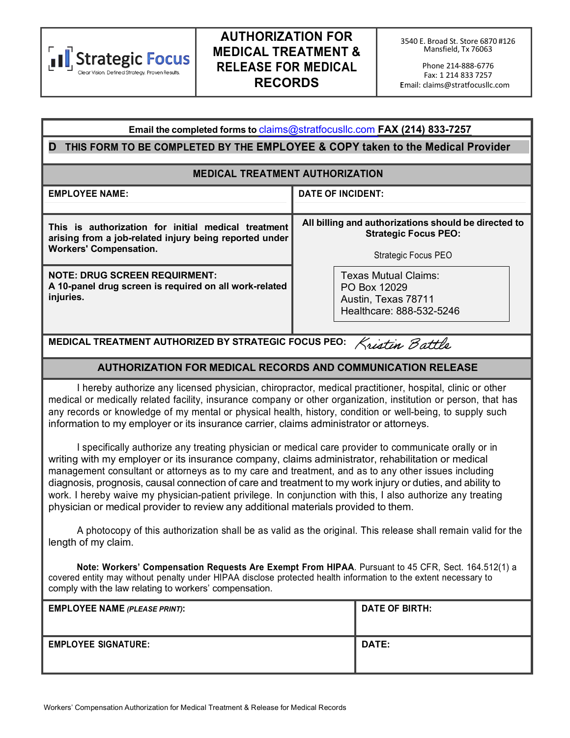| Strategic Focus — Clear Vision. Defined Strategy. Proven Results. | **AUTHORIZATION FOR MEDICAL TREATMENT & RELEASE FOR MEDICAL RECORDS** | 3540 E. Broad St. Store 6870 #126<br>Mansfield, Tx 76063<br><br>Phone 214-888-6776<br>Fax: 1 214 833 7257<br>Email: claims@stratfocusllc.com |
|---|---|---|

**Email the completed forms to** claims@stratfocusllc.com **FAX (214) 833-7257**

**D THIS FORM TO BE COMPLETED BY THE EMPLOYEE & COPY taken to the Medical Provider**

## MEDICAL TREATMENT AUTHORIZATION

| **EMPLOYEE NAME:** | **DATE OF INCIDENT:** |
|---|---|
| **This is authorization for initial medical treatment arising from a job-related injury being reported under Workers' Compensation.** | **All billing and authorizations should be directed to Strategic Focus PEO:**<br><br>Strategic Focus PEO |
| **NOTE: DRUG SCREEN REQUIRMENT:**<br>**A 10-panel drug screen is required on all work-related injuries.** | Texas Mutual Claims:<br>PO Box 12029<br>Austin, Texas 78711<br>Healthcare: 888-532-5246 |

**MEDICAL TREATMENT AUTHORIZED BY STRATEGIC FOCUS PEO:** *Kristin Battle*

## AUTHORIZATION FOR MEDICAL RECORDS AND COMMUNICATION RELEASE

I hereby authorize any licensed physician, chiropractor, medical practitioner, hospital, clinic or other medical or medically related facility, insurance company or other organization, institution or person, that has any records or knowledge of my mental or physical health, history, condition or well-being, to supply such information to my employer or its insurance carrier, claims administrator or attorneys.

I specifically authorize any treating physician or medical care provider to communicate orally or in writing with my employer or its insurance company, claims administrator, rehabilitation or medical management consultant or attorneys as to my care and treatment, and as to any other issues including diagnosis, prognosis, causal connection of care and treatment to my work injury or duties, and ability to work. I hereby waive my physician-patient privilege. In conjunction with this, I also authorize any treating physician or medical provider to review any additional materials provided to them.

A photocopy of this authorization shall be as valid as the original. This release shall remain valid for the length of my claim.

**Note: Workers' Compensation Requests Are Exempt From HIPAA**. Pursuant to 45 CFR, Sect. 164.512(1) a covered entity may without penalty under HIPAA disclose protected health information to the extent necessary to comply with the law relating to workers' compensation.

| **EMPLOYEE NAME** ***(PLEASE PRINT)*:** | **DATE OF BIRTH:** |
|---|---|
| **EMPLOYEE SIGNATURE:** | **DATE:** |

Workers' Compensation Authorization for Medical Treatment & Release for Medical Records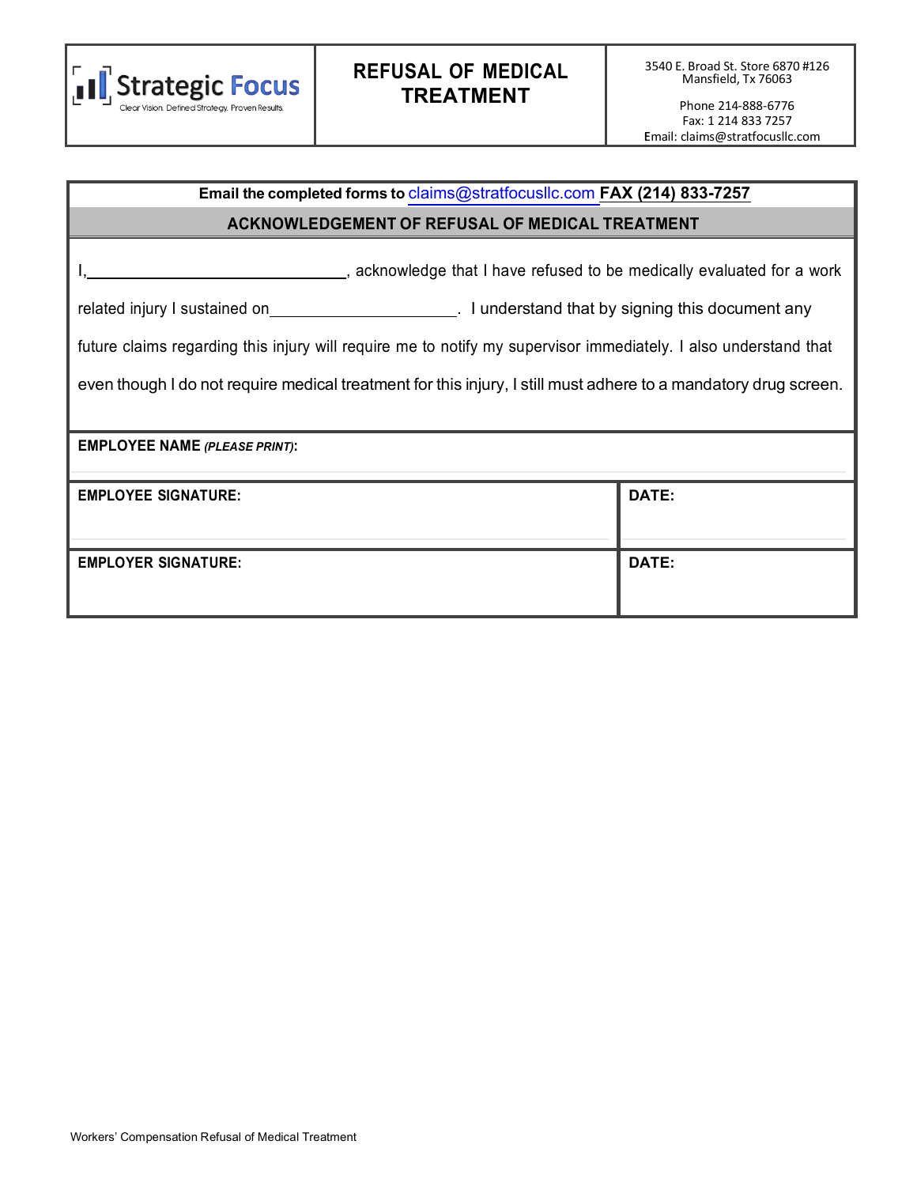| Strategic Focus<br>Clear Vision. Defined Strategy. Proven Results. | **REFUSAL OF MEDICAL TREATMENT** | 3540 E. Broad St. Store 6870 #126<br>Mansfield, Tx 76063<br><br>Phone 214-888-6776<br>Fax: 1 214 833 7257<br>Email: claims@stratfocusllc.com |
|---|---|---|

**Email the completed forms to** claims@stratfocusllc.com **FAX (214) 833-7257**

## ACKNOWLEDGEMENT OF REFUSAL OF MEDICAL TREATMENT

I,\_\_\_\_\_\_\_\_\_\_\_\_\_\_\_\_\_\_\_\_\_\_\_\_\_\_\_\_\_\_, acknowledge that I have refused to be medically evaluated for a work related injury I sustained on\_\_\_\_\_\_\_\_\_\_\_\_\_\_\_\_\_\_\_\_\_\_. I understand that by signing this document any future claims regarding this injury will require me to notify my supervisor immediately. I also understand that even though I do not require medical treatment for this injury, I still must adhere to a mandatory drug screen.

| **EMPLOYEE NAME** ***(PLEASE PRINT)*:** | |
|---|---|
| **EMPLOYEE SIGNATURE:** | **DATE:** |
| **EMPLOYER SIGNATURE:** | **DATE:** |

Workers' Compensation Refusal of Medical Treatment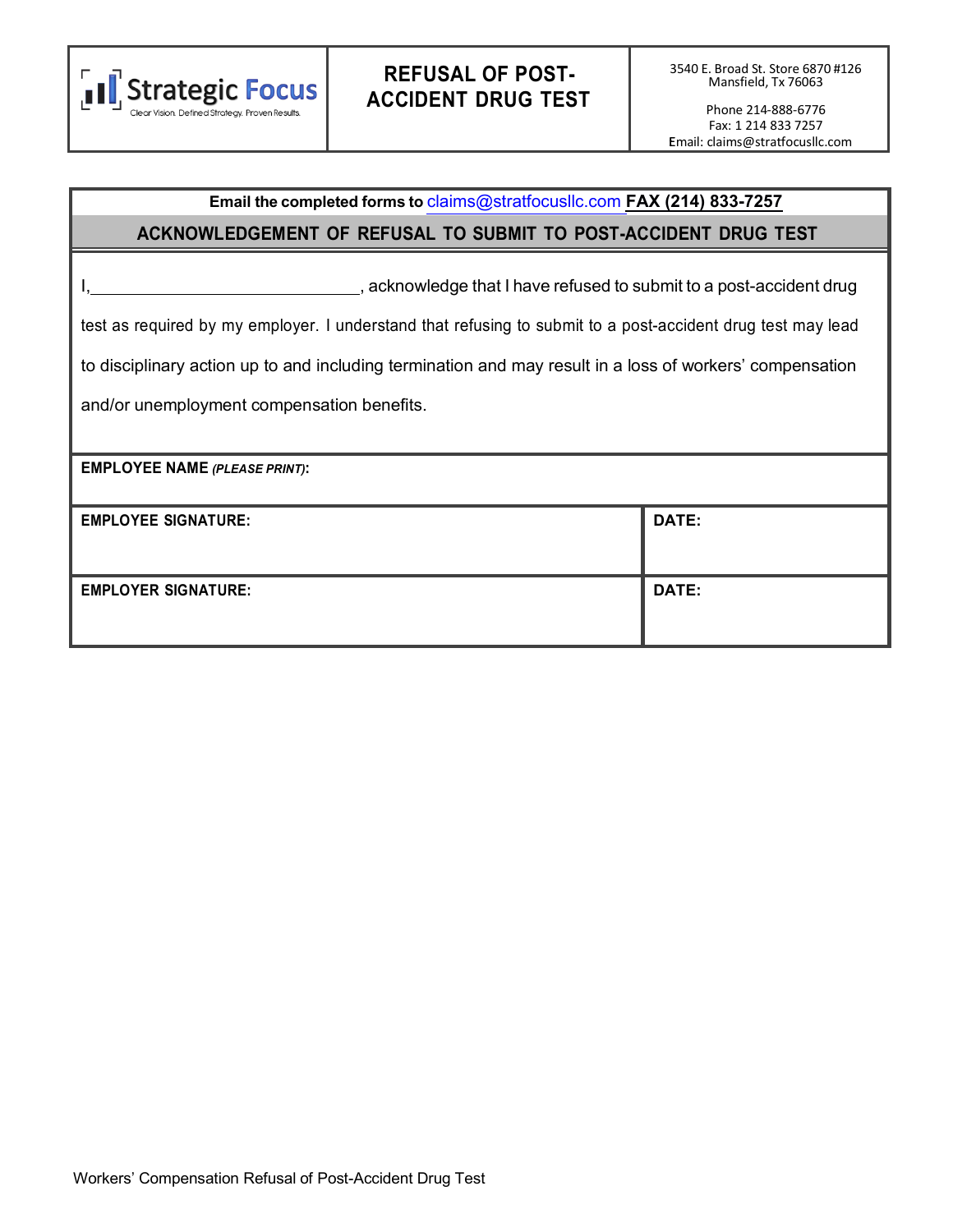| | | |
|---|---|---|
| Strategic Focus<br>Clear Vision. Defined Strategy. Proven Results. | **REFUSAL OF POST-ACCIDENT DRUG TEST** | 3540 E. Broad St. Store 6870 #126<br>Mansfield, Tx 76063<br><br>Phone 214-888-6776<br>Fax: 1 214 833 7257<br>Email: claims@stratfocusllc.com |

**Email the completed forms to** claims@stratfocusllc.com **FAX (214) 833-7257**

## ACKNOWLEDGEMENT OF REFUSAL TO SUBMIT TO POST-ACCIDENT DRUG TEST

I,_____________________________, acknowledge that I have refused to submit to a post-accident drug test as required by my employer. I understand that refusing to submit to a post-accident drug test may lead to disciplinary action up to and including termination and may result in a loss of workers' compensation and/or unemployment compensation benefits.

| | |
|---|---|
| **EMPLOYEE NAME** ***(PLEASE PRINT)*****:** | |
| **EMPLOYEE SIGNATURE:** | **DATE:** |
| **EMPLOYER SIGNATURE:** | **DATE:** |

Workers' Compensation Refusal of Post-Accident Drug Test